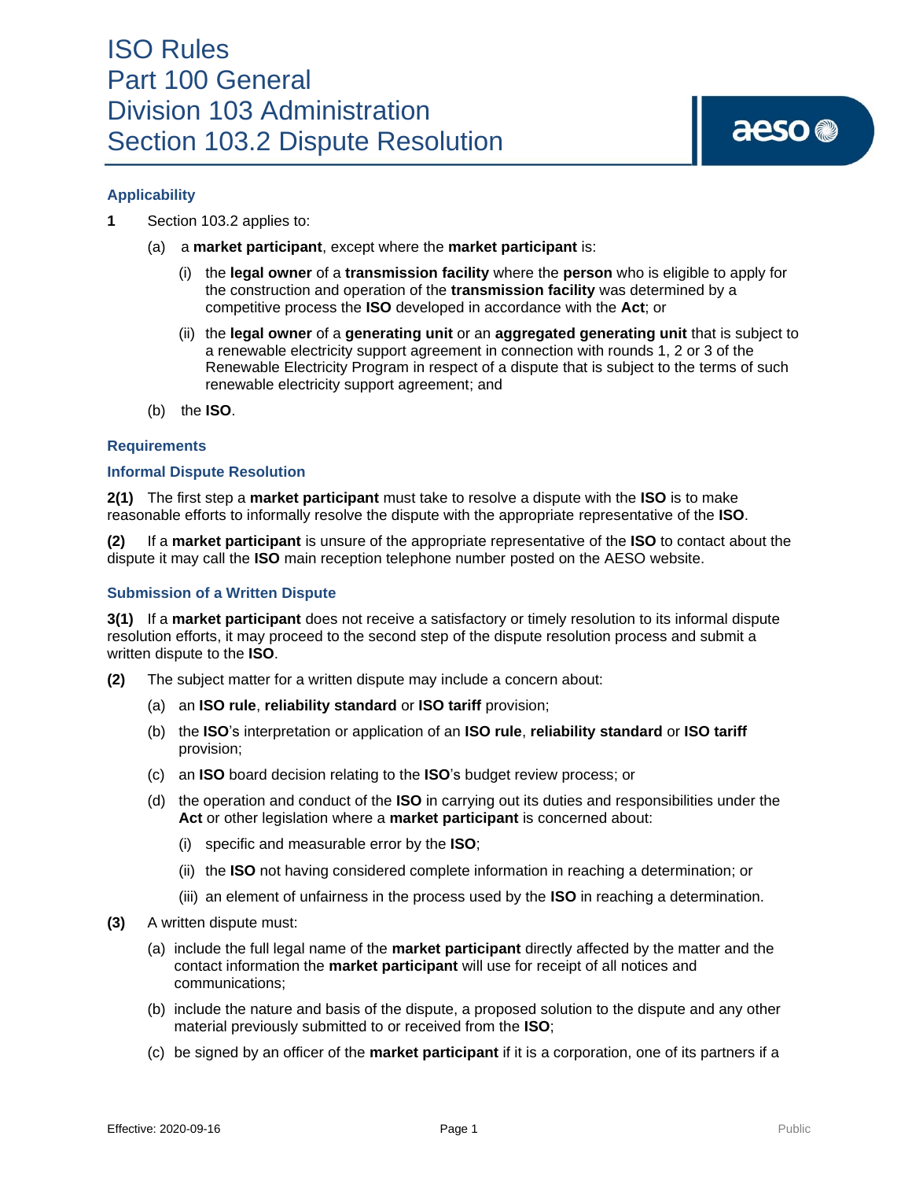# ISO Rules
# Part 100 General
# Division 103 Administration
# Section 103.2 Dispute Resolution

## Applicability

**1** Section 103.2 applies to:

(a) a **market participant**, except where the **market participant** is:

(i) the **legal owner** of a **transmission facility** where the **person** who is eligible to apply for the construction and operation of the **transmission facility** was determined by a competitive process the **ISO** developed in accordance with the **Act**; or

(ii) the **legal owner** of a **generating unit** or an **aggregated generating unit** that is subject to a renewable electricity support agreement in connection with rounds 1, 2 or 3 of the Renewable Electricity Program in respect of a dispute that is subject to the terms of such renewable electricity support agreement; and

(b) the **ISO**.

## Requirements

### Informal Dispute Resolution

**2(1)** The first step a **market participant** must take to resolve a dispute with the **ISO** is to make reasonable efforts to informally resolve the dispute with the appropriate representative of the **ISO**.

**(2)** If a **market participant** is unsure of the appropriate representative of the **ISO** to contact about the dispute it may call the **ISO** main reception telephone number posted on the AESO website.

### Submission of a Written Dispute

**3(1)** If a **market participant** does not receive a satisfactory or timely resolution to its informal dispute resolution efforts, it may proceed to the second step of the dispute resolution process and submit a written dispute to the **ISO**.

**(2)** The subject matter for a written dispute may include a concern about:

(a) an **ISO rule**, **reliability standard** or **ISO tariff** provision;

(b) the **ISO**'s interpretation or application of an **ISO rule**, **reliability standard** or **ISO tariff** provision;

(c) an **ISO** board decision relating to the **ISO**'s budget review process; or

(d) the operation and conduct of the **ISO** in carrying out its duties and responsibilities under the **Act** or other legislation where a **market participant** is concerned about:

(i) specific and measurable error by the **ISO**;

(ii) the **ISO** not having considered complete information in reaching a determination; or

(iii) an element of unfairness in the process used by the **ISO** in reaching a determination.

**(3)** A written dispute must:

(a) include the full legal name of the **market participant** directly affected by the matter and the contact information the **market participant** will use for receipt of all notices and communications;

(b) include the nature and basis of the dispute, a proposed solution to the dispute and any other material previously submitted to or received from the **ISO**;

(c) be signed by an officer of the **market participant** if it is a corporation, one of its partners if a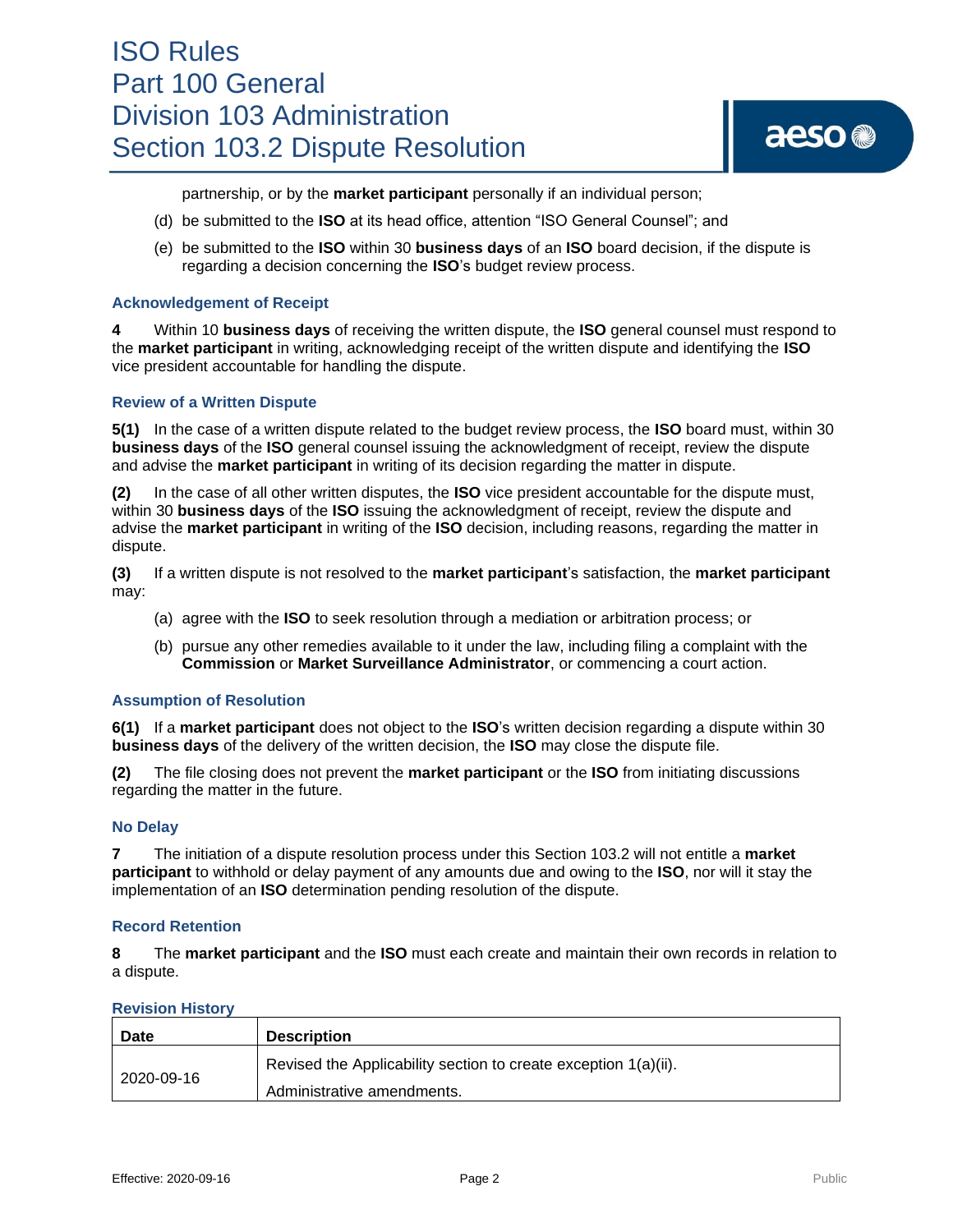partnership, or by the **market participant** personally if an individual person;

(d) be submitted to the **ISO** at its head office, attention "ISO General Counsel"; and

(e) be submitted to the **ISO** within 30 **business days** of an **ISO** board decision, if the dispute is regarding a decision concerning the **ISO**'s budget review process.

### Acknowledgement of Receipt

**4** Within 10 **business days** of receiving the written dispute, the **ISO** general counsel must respond to the **market participant** in writing, acknowledging receipt of the written dispute and identifying the **ISO** vice president accountable for handling the dispute.

### Review of a Written Dispute

**5(1)** In the case of a written dispute related to the budget review process, the **ISO** board must, within 30 **business days** of the **ISO** general counsel issuing the acknowledgment of receipt, review the dispute and advise the **market participant** in writing of its decision regarding the matter in dispute.

**(2)** In the case of all other written disputes, the **ISO** vice president accountable for the dispute must, within 30 **business days** of the **ISO** issuing the acknowledgment of receipt, review the dispute and advise the **market participant** in writing of the **ISO** decision, including reasons, regarding the matter in dispute.

**(3)** If a written dispute is not resolved to the **market participant**'s satisfaction, the **market participant** may:

(a) agree with the **ISO** to seek resolution through a mediation or arbitration process; or

(b) pursue any other remedies available to it under the law, including filing a complaint with the **Commission** or **Market Surveillance Administrator**, or commencing a court action.

### Assumption of Resolution

**6(1)** If a **market participant** does not object to the **ISO**'s written decision regarding a dispute within 30 **business days** of the delivery of the written decision, the **ISO** may close the dispute file.

**(2)** The file closing does not prevent the **market participant** or the **ISO** from initiating discussions regarding the matter in the future.

### No Delay

**7** The initiation of a dispute resolution process under this Section 103.2 will not entitle a **market participant** to withhold or delay payment of any amounts due and owing to the **ISO**, nor will it stay the implementation of an **ISO** determination pending resolution of the dispute.

### Record Retention

**8** The **market participant** and the **ISO** must each create and maintain their own records in relation to a dispute.

### Revision History

| Date | Description |
|---|---|
| 2020-09-16 | Revised the Applicability section to create exception 1(a)(ii).<br>Administrative amendments. |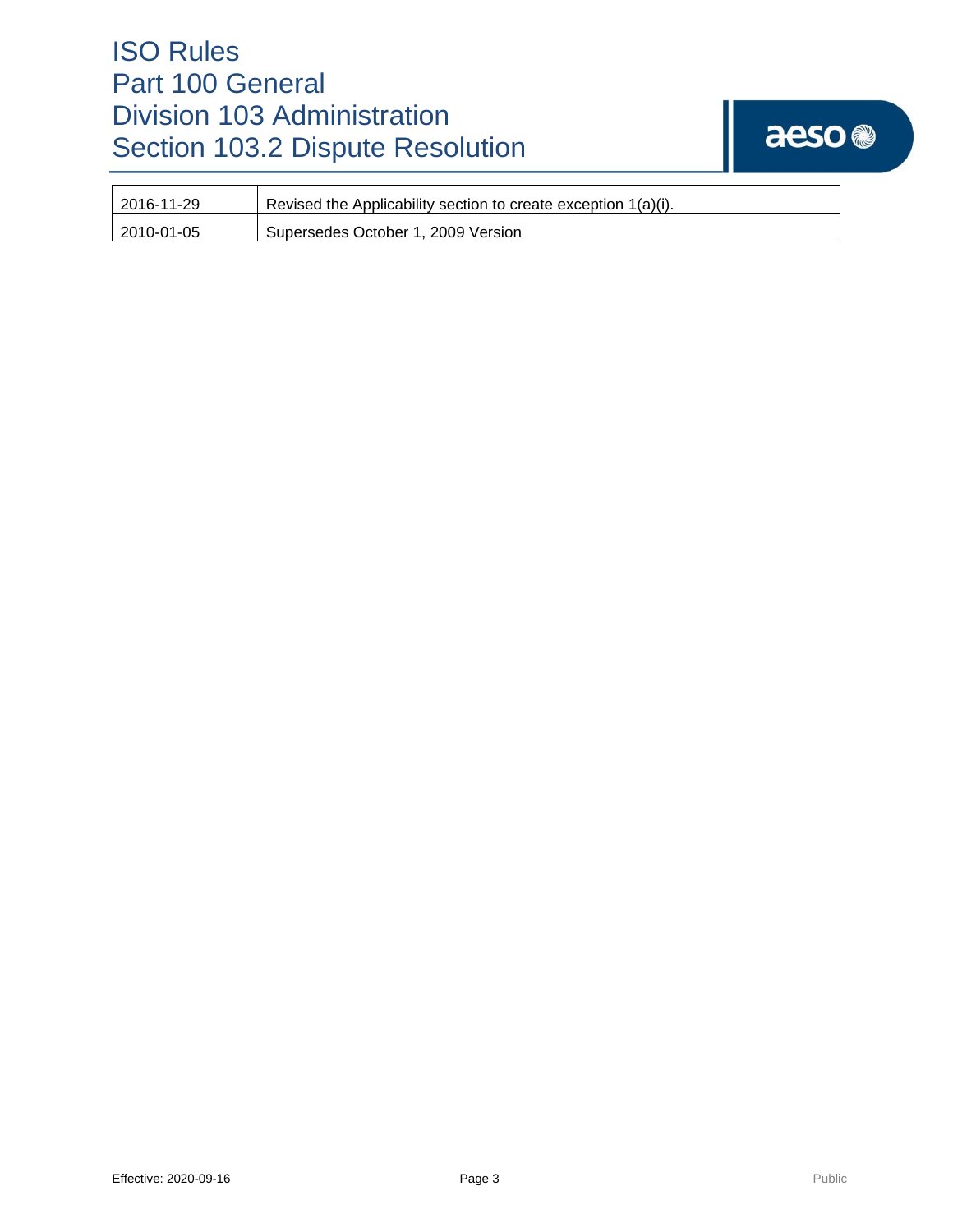| | |
|---|---|
| 2016-11-29 | Revised the Applicability section to create exception 1(a)(i). |
| 2010-01-05 | Supersedes October 1, 2009 Version |